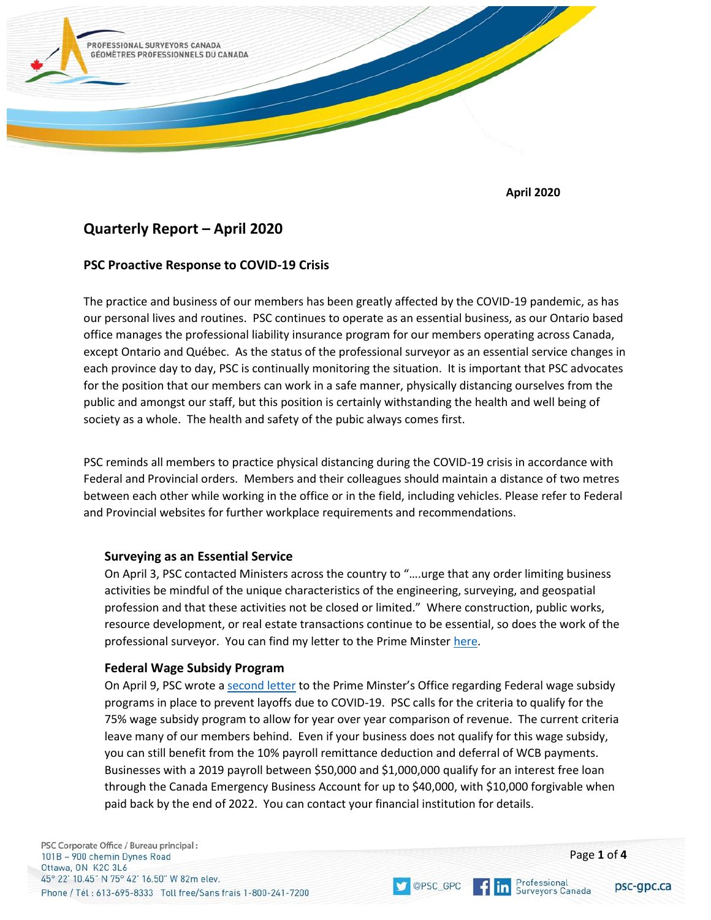PROFESSIONAL SURVEYORS CANADA
GÉOMÈTRES PROFESSIONNELS DU CANADA

**April 2020**

# Quarterly Report – April 2020

## PSC Proactive Response to COVID-19 Crisis

The practice and business of our members has been greatly affected by the COVID-19 pandemic, as has our personal lives and routines. PSC continues to operate as an essential business, as our Ontario based office manages the professional liability insurance program for our members operating across Canada, except Ontario and Québec. As the status of the professional surveyor as an essential service changes in each province day to day, PSC is continually monitoring the situation. It is important that PSC advocates for the position that our members can work in a safe manner, physically distancing ourselves from the public and amongst our staff, but this position is certainly withstanding the health and well being of society as a whole. The health and safety of the pubic always comes first.

PSC reminds all members to practice physical distancing during the COVID-19 crisis in accordance with Federal and Provincial orders. Members and their colleagues should maintain a distance of two metres between each other while working in the office or in the field, including vehicles. Please refer to Federal and Provincial websites for further workplace requirements and recommendations.

### Surveying as an Essential Service

On April 3, PSC contacted Ministers across the country to "….urge that any order limiting business activities be mindful of the unique characteristics of the engineering, surveying, and geospatial profession and that these activities not be closed or limited." Where construction, public works, resource development, or real estate transactions continue to be essential, so does the work of the professional surveyor. You can find my letter to the Prime Minster here.

### Federal Wage Subsidy Program

On April 9, PSC wrote a second letter to the Prime Minster's Office regarding Federal wage subsidy programs in place to prevent layoffs due to COVID-19. PSC calls for the criteria to qualify for the 75% wage subsidy program to allow for year over year comparison of revenue. The current criteria leave many of our members behind. Even if your business does not qualify for this wage subsidy, you can still benefit from the 10% payroll remittance deduction and deferral of WCB payments. Businesses with a 2019 payroll between $50,000 and $1,000,000 qualify for an interest free loan through the Canada Emergency Business Account for up to $40,000, with $10,000 forgivable when paid back by the end of 2022. You can contact your financial institution for details.

PSC Corporate Office / Bureau principal :
101B – 900 chemin Dynes Road
Ottawa, ON K2C 3L6
45° 22' 10.45" N 75° 42' 16.50" W 82m elev.
Phone / Tél : 613-695-8333 Toll free/Sans frais 1-800-241-7200

@PSC_GPC Professional Surveyors Canada psc-gpc.ca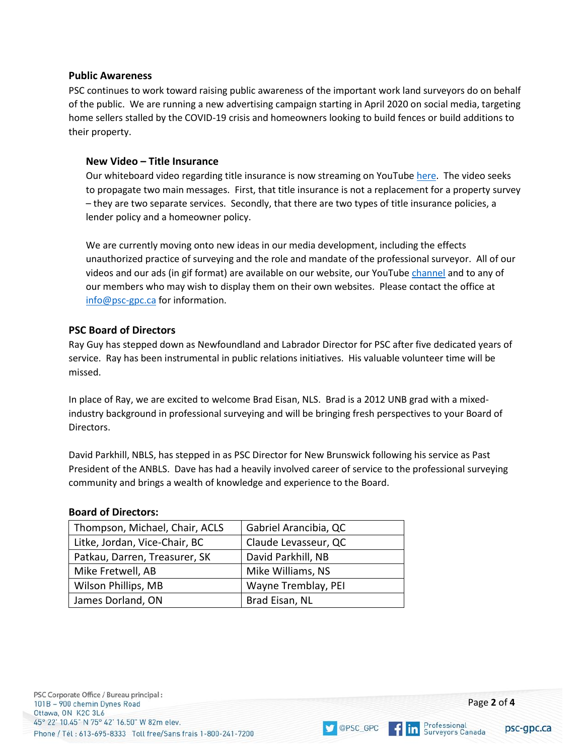## Public Awareness

PSC continues to work toward raising public awareness of the important work land surveyors do on behalf of the public. We are running a new advertising campaign starting in April 2020 on social media, targeting home sellers stalled by the COVID-19 crisis and homeowners looking to build fences or build additions to their property.

### New Video – Title Insurance

Our whiteboard video regarding title insurance is now streaming on YouTube here. The video seeks to propagate two main messages. First, that title insurance is not a replacement for a property survey – they are two separate services. Secondly, that there are two types of title insurance policies, a lender policy and a homeowner policy.

We are currently moving onto new ideas in our media development, including the effects unauthorized practice of surveying and the role and mandate of the professional surveyor. All of our videos and our ads (in gif format) are available on our website, our YouTube channel and to any of our members who may wish to display them on their own websites. Please contact the office at info@psc-gpc.ca for information.

## PSC Board of Directors

Ray Guy has stepped down as Newfoundland and Labrador Director for PSC after five dedicated years of service. Ray has been instrumental in public relations initiatives. His valuable volunteer time will be missed.

In place of Ray, we are excited to welcome Brad Eisan, NLS. Brad is a 2012 UNB grad with a mixed-industry background in professional surveying and will be bringing fresh perspectives to your Board of Directors.

David Parkhill, NBLS, has stepped in as PSC Director for New Brunswick following his service as Past President of the ANBLS. Dave has had a heavily involved career of service to the professional surveying community and brings a wealth of knowledge and experience to the Board.

**Board of Directors:**

| | |
|---|---|
| Thompson, Michael, Chair, ACLS | Gabriel Arancibia, QC |
| Litke, Jordan, Vice-Chair, BC | Claude Levasseur, QC |
| Patkau, Darren, Treasurer, SK | David Parkhill, NB |
| Mike Fretwell, AB | Mike Williams, NS |
| Wilson Phillips, MB | Wayne Tremblay, PEI |
| James Dorland, ON | Brad Eisan, NL |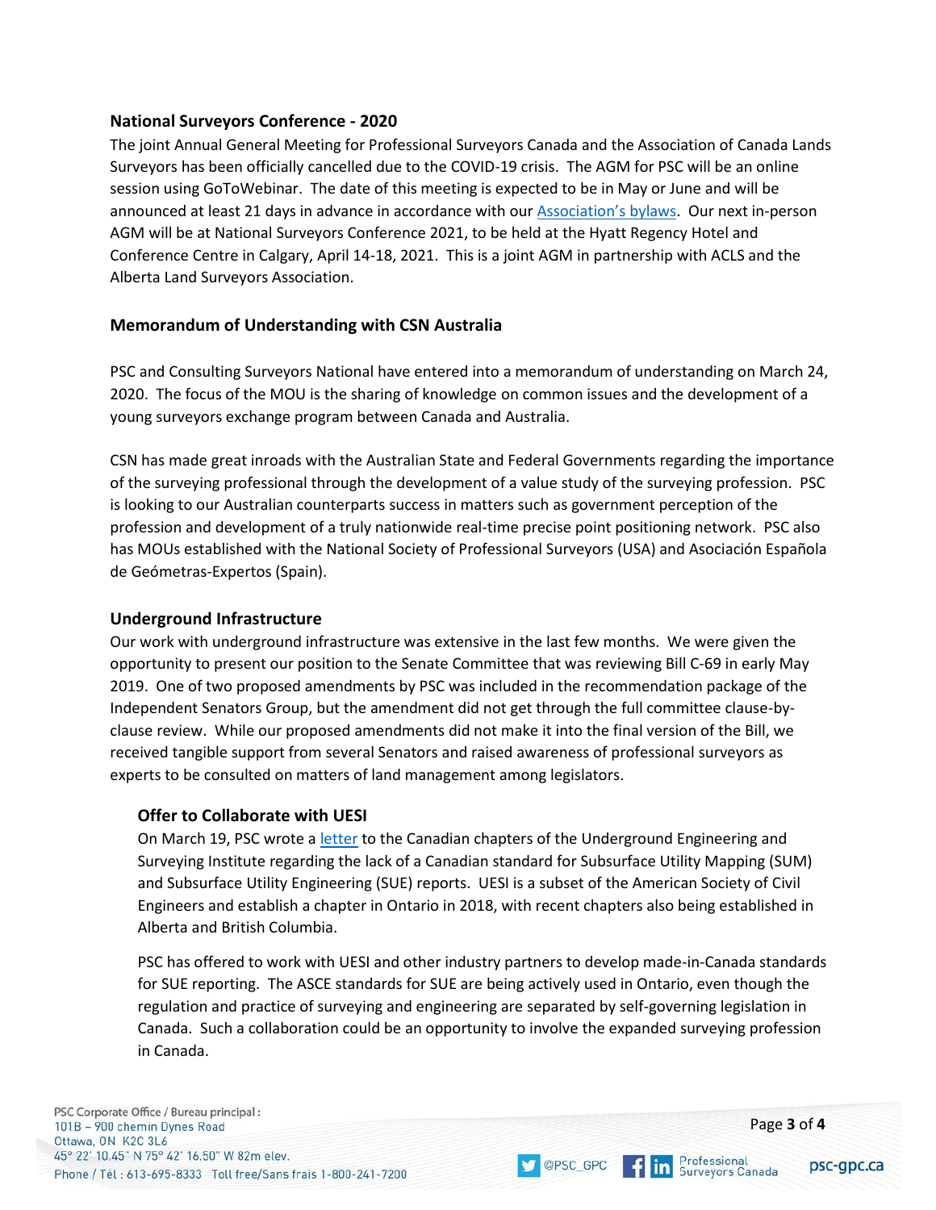## National Surveyors Conference - 2020

The joint Annual General Meeting for Professional Surveyors Canada and the Association of Canada Lands Surveyors has been officially cancelled due to the COVID-19 crisis. The AGM for PSC will be an online session using GoToWebinar. The date of this meeting is expected to be in May or June and will be announced at least 21 days in advance in accordance with our Association's bylaws. Our next in-person AGM will be at National Surveyors Conference 2021, to be held at the Hyatt Regency Hotel and Conference Centre in Calgary, April 14-18, 2021. This is a joint AGM in partnership with ACLS and the Alberta Land Surveyors Association.

## Memorandum of Understanding with CSN Australia

PSC and Consulting Surveyors National have entered into a memorandum of understanding on March 24, 2020. The focus of the MOU is the sharing of knowledge on common issues and the development of a young surveyors exchange program between Canada and Australia.

CSN has made great inroads with the Australian State and Federal Governments regarding the importance of the surveying professional through the development of a value study of the surveying profession. PSC is looking to our Australian counterparts success in matters such as government perception of the profession and development of a truly nationwide real-time precise point positioning network. PSC also has MOUs established with the National Society of Professional Surveyors (USA) and Asociación Española de Geómetras-Expertos (Spain).

## Underground Infrastructure

Our work with underground infrastructure was extensive in the last few months. We were given the opportunity to present our position to the Senate Committee that was reviewing Bill C-69 in early May 2019. One of two proposed amendments by PSC was included in the recommendation package of the Independent Senators Group, but the amendment did not get through the full committee clause-by-clause review. While our proposed amendments did not make it into the final version of the Bill, we received tangible support from several Senators and raised awareness of professional surveyors as experts to be consulted on matters of land management among legislators.

### Offer to Collaborate with UESI

On March 19, PSC wrote a letter to the Canadian chapters of the Underground Engineering and Surveying Institute regarding the lack of a Canadian standard for Subsurface Utility Mapping (SUM) and Subsurface Utility Engineering (SUE) reports. UESI is a subset of the American Society of Civil Engineers and establish a chapter in Ontario in 2018, with recent chapters also being established in Alberta and British Columbia.

PSC has offered to work with UESI and other industry partners to develop made-in-Canada standards for SUE reporting. The ASCE standards for SUE are being actively used in Ontario, even though the regulation and practice of surveying and engineering are separated by self-governing legislation in Canada. Such a collaboration could be an opportunity to involve the expanded surveying profession in Canada.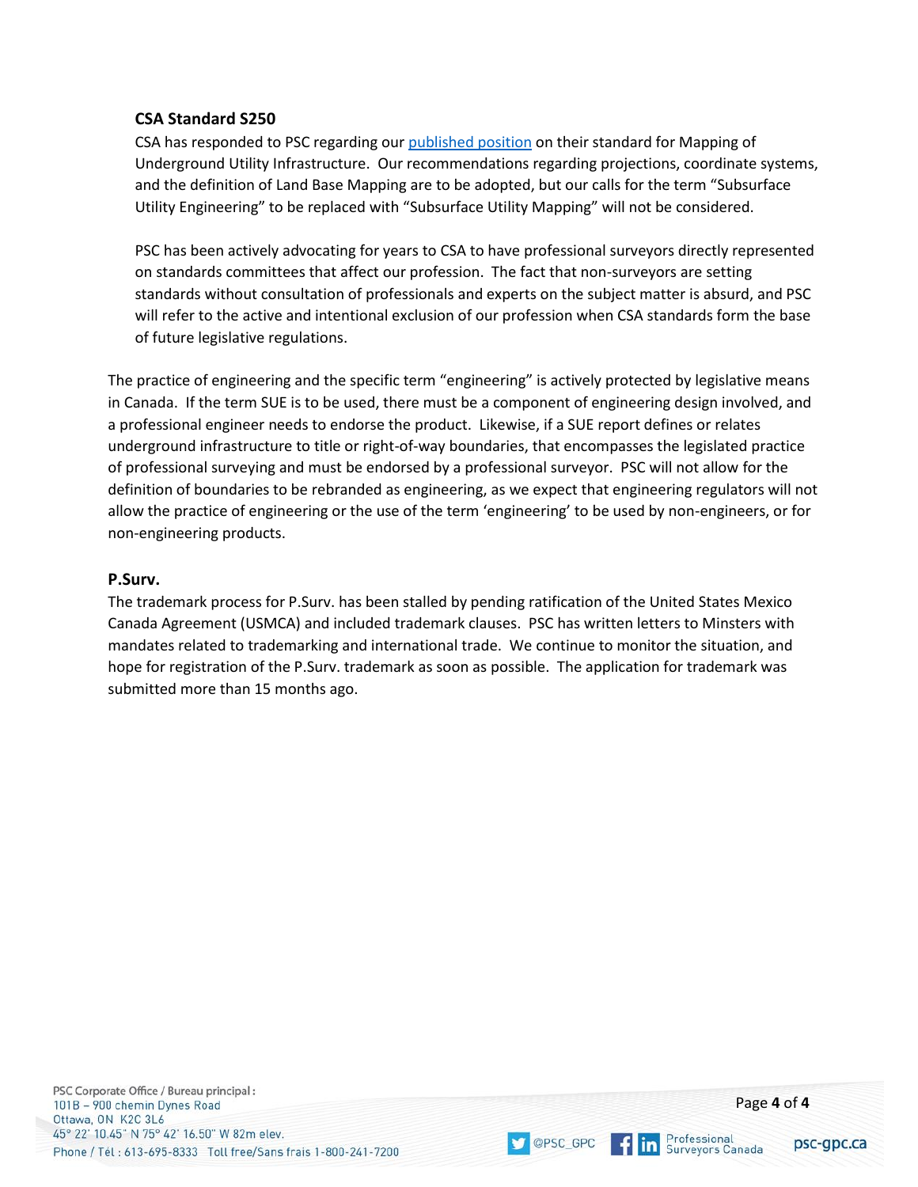### CSA Standard S250

CSA has responded to PSC regarding our [published position](published position) on their standard for Mapping of Underground Utility Infrastructure. Our recommendations regarding projections, coordinate systems, and the definition of Land Base Mapping are to be adopted, but our calls for the term "Subsurface Utility Engineering" to be replaced with "Subsurface Utility Mapping" will not be considered.

PSC has been actively advocating for years to CSA to have professional surveyors directly represented on standards committees that affect our profession. The fact that non-surveyors are setting standards without consultation of professionals and experts on the subject matter is absurd, and PSC will refer to the active and intentional exclusion of our profession when CSA standards form the base of future legislative regulations.

The practice of engineering and the specific term "engineering" is actively protected by legislative means in Canada. If the term SUE is to be used, there must be a component of engineering design involved, and a professional engineer needs to endorse the product. Likewise, if a SUE report defines or relates underground infrastructure to title or right-of-way boundaries, that encompasses the legislated practice of professional surveying and must be endorsed by a professional surveyor. PSC will not allow for the definition of boundaries to be rebranded as engineering, as we expect that engineering regulators will not allow the practice of engineering or the use of the term 'engineering' to be used by non-engineers, or for non-engineering products.

### P.Surv.

The trademark process for P.Surv. has been stalled by pending ratification of the United States Mexico Canada Agreement (USMCA) and included trademark clauses. PSC has written letters to Minsters with mandates related to trademarking and international trade. We continue to monitor the situation, and hope for registration of the P.Surv. trademark as soon as possible. The application for trademark was submitted more than 15 months ago.